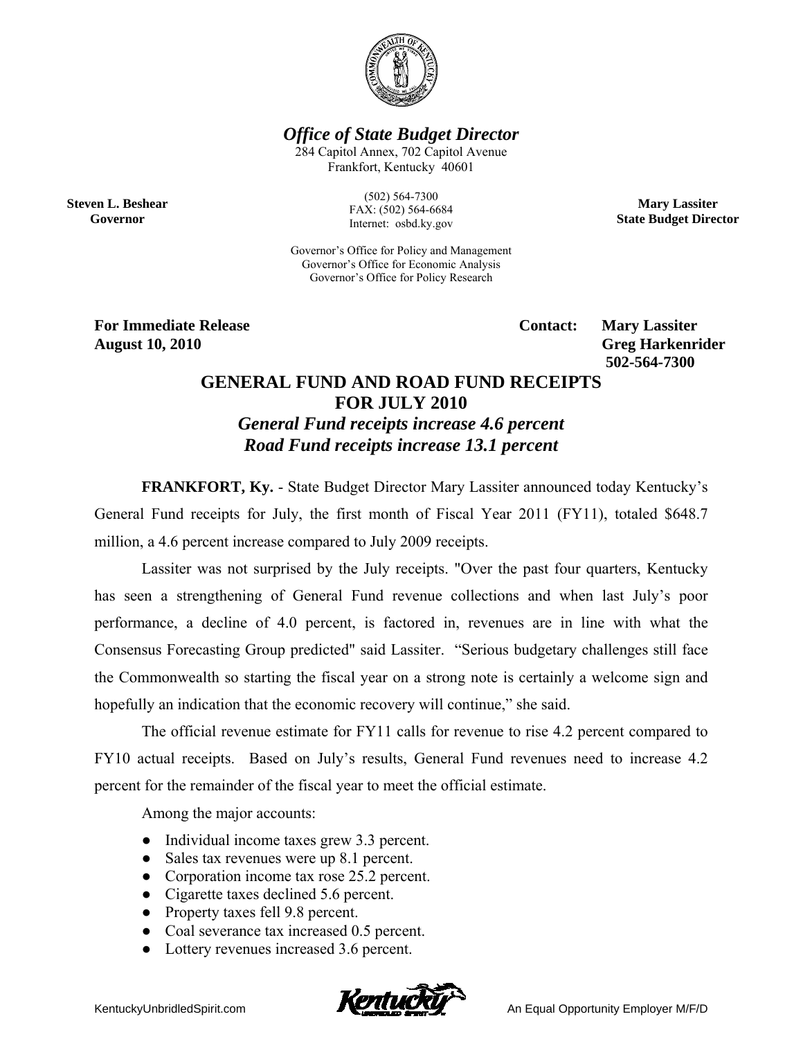*Office of State Budget Director*

284 Capitol Annex, 702 Capitol Avenue
Frankfort, Kentucky 40601

(502) 564-7300
FAX: (502) 564-6684
Internet: osbd.ky.gov

Governor's Office for Policy and Management
Governor's Office for Economic Analysis
Governor's Office for Policy Research

**Steven L. Beshear**
**Governor**

**Mary Lassiter**
**State Budget Director**

**For Immediate Release**
**August 10, 2010**

**Contact: Mary Lassiter**
**Greg Harkenrider**
**502-564-7300**

# GENERAL FUND AND ROAD FUND RECEIPTS FOR JULY 2010

## *General Fund receipts increase 4.6 percent*
## *Road Fund receipts increase 13.1 percent*

**FRANKFORT, Ky.** - State Budget Director Mary Lassiter announced today Kentucky's General Fund receipts for July, the first month of Fiscal Year 2011 (FY11), totaled $648.7 million, a 4.6 percent increase compared to July 2009 receipts.

Lassiter was not surprised by the July receipts. "Over the past four quarters, Kentucky has seen a strengthening of General Fund revenue collections and when last July's poor performance, a decline of 4.0 percent, is factored in, revenues are in line with what the Consensus Forecasting Group predicted" said Lassiter. "Serious budgetary challenges still face the Commonwealth so starting the fiscal year on a strong note is certainly a welcome sign and hopefully an indication that the economic recovery will continue," she said.

The official revenue estimate for FY11 calls for revenue to rise 4.2 percent compared to FY10 actual receipts. Based on July's results, General Fund revenues need to increase 4.2 percent for the remainder of the fiscal year to meet the official estimate.

Among the major accounts:

- Individual income taxes grew 3.3 percent.
- Sales tax revenues were up 8.1 percent.
- Corporation income tax rose 25.2 percent.
- Cigarette taxes declined 5.6 percent.
- Property taxes fell 9.8 percent.
- Coal severance tax increased 0.5 percent.
- Lottery revenues increased 3.6 percent.

KentuckyUnbridledSpirit.com

An Equal Opportunity Employer M/F/D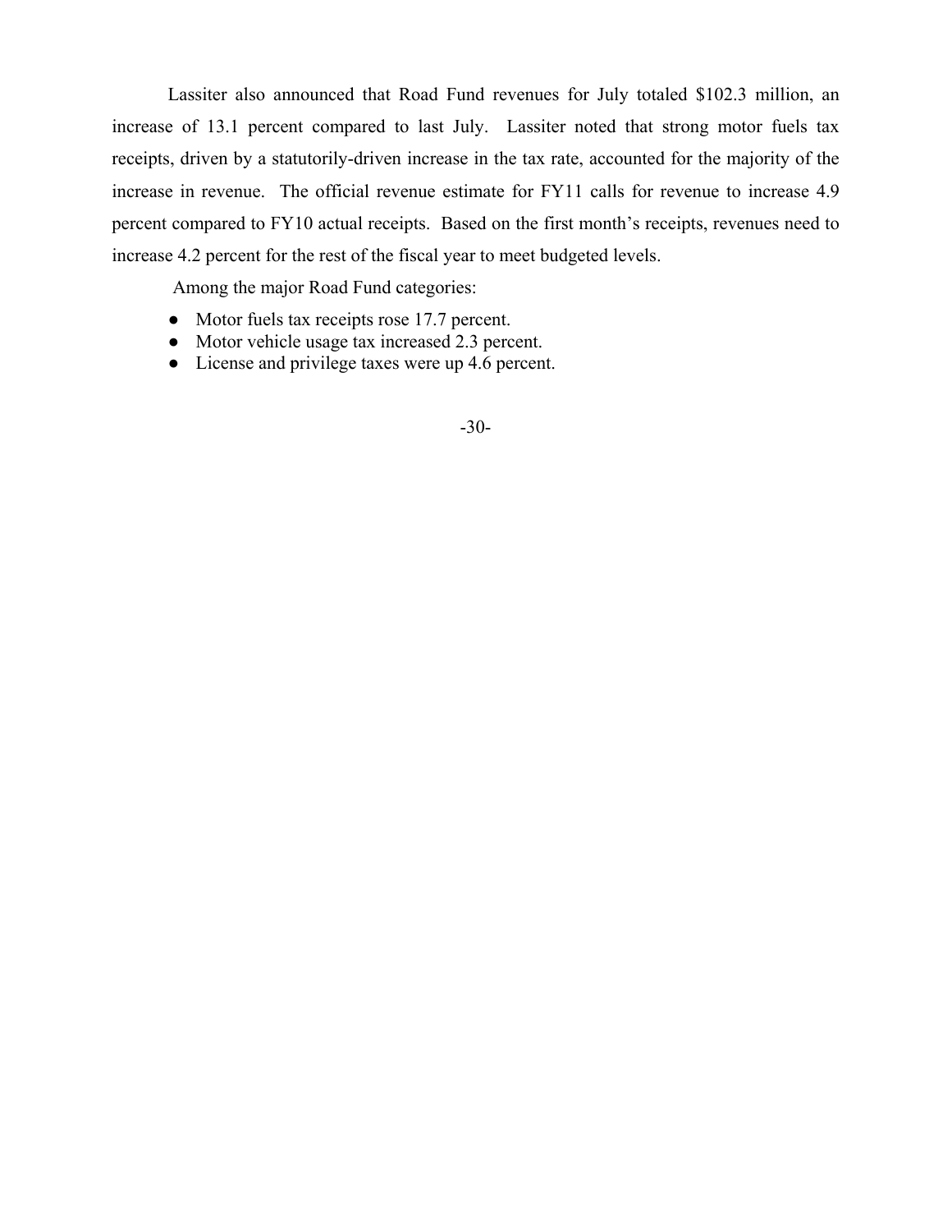Lassiter also announced that Road Fund revenues for July totaled $102.3 million, an increase of 13.1 percent compared to last July. Lassiter noted that strong motor fuels tax receipts, driven by a statutorily-driven increase in the tax rate, accounted for the majority of the increase in revenue. The official revenue estimate for FY11 calls for revenue to increase 4.9 percent compared to FY10 actual receipts. Based on the first month's receipts, revenues need to increase 4.2 percent for the rest of the fiscal year to meet budgeted levels.

Among the major Road Fund categories:

- Motor fuels tax receipts rose 17.7 percent.
- Motor vehicle usage tax increased 2.3 percent.
- License and privilege taxes were up 4.6 percent.

-30-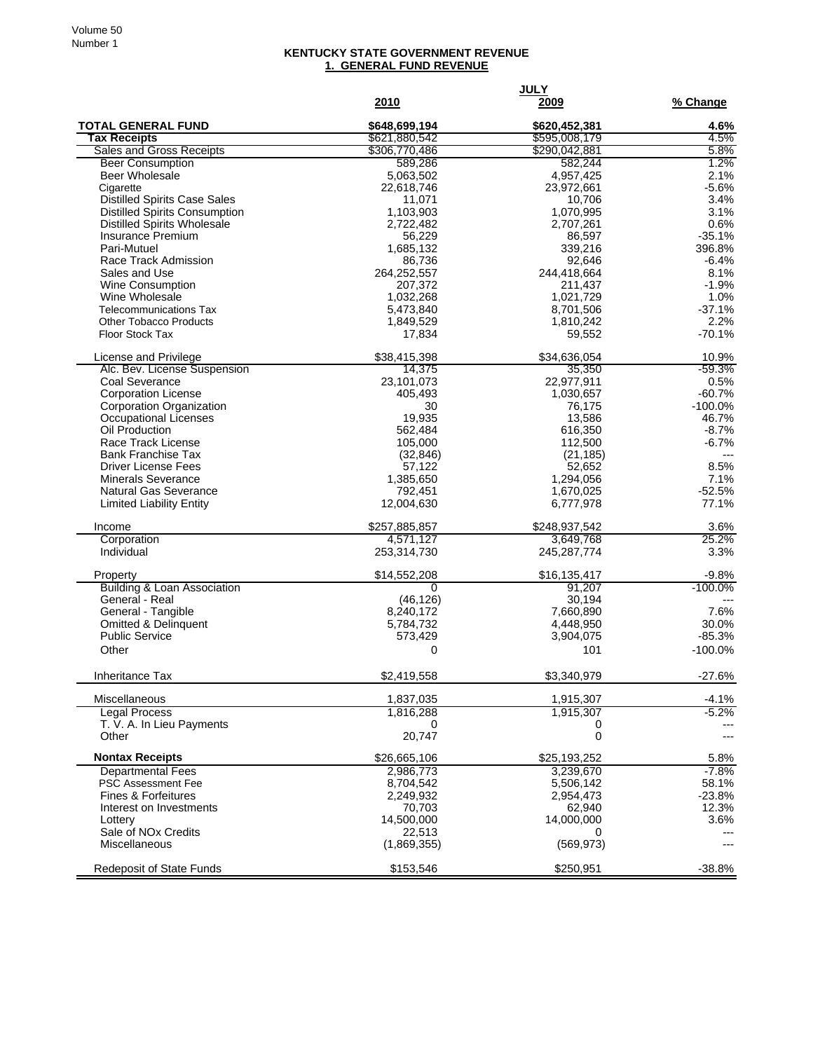## KENTUCKY STATE GOVERNMENT REVENUE

### 1. GENERAL FUND REVENUE

| | JULY 2010 | JULY 2009 | % Change |
|---|---|---|---|
| **TOTAL GENERAL FUND** | **$648,699,194** | **$620,452,381** | **4.6%** |
| **Tax Receipts** | $621,880,542 | $595,008,179 | 4.5% |
| Sales and Gross Receipts | $306,770,486 | $290,042,881 | 5.8% |
| Beer Consumption | 589,286 | 582,244 | 1.2% |
| Beer Wholesale | 5,063,502 | 4,957,425 | 2.1% |
| Cigarette | 22,618,746 | 23,972,661 | -5.6% |
| Distilled Spirits Case Sales | 11,071 | 10,706 | 3.4% |
| Distilled Spirits Consumption | 1,103,903 | 1,070,995 | 3.1% |
| Distilled Spirits Wholesale | 2,722,482 | 2,707,261 | 0.6% |
| Insurance Premium | 56,229 | 86,597 | -35.1% |
| Pari-Mutuel | 1,685,132 | 339,216 | 396.8% |
| Race Track Admission | 86,736 | 92,646 | -6.4% |
| Sales and Use | 264,252,557 | 244,418,664 | 8.1% |
| Wine Consumption | 207,372 | 211,437 | -1.9% |
| Wine Wholesale | 1,032,268 | 1,021,729 | 1.0% |
| Telecommunications Tax | 5,473,840 | 8,701,506 | -37.1% |
| Other Tobacco Products | 1,849,529 | 1,810,242 | 2.2% |
| Floor Stock Tax | 17,834 | 59,552 | -70.1% |
| License and Privilege | $38,415,398 | $34,636,054 | 10.9% |
| Alc. Bev. License Suspension | 14,375 | 35,350 | -59.3% |
| Coal Severance | 23,101,073 | 22,977,911 | 0.5% |
| Corporation License | 405,493 | 1,030,657 | -60.7% |
| Corporation Organization | 30 | 76,175 | -100.0% |
| Occupational Licenses | 19,935 | 13,586 | 46.7% |
| Oil Production | 562,484 | 616,350 | -8.7% |
| Race Track License | 105,000 | 112,500 | -6.7% |
| Bank Franchise Tax | (32,846) | (21,185) | --- |
| Driver License Fees | 57,122 | 52,652 | 8.5% |
| Minerals Severance | 1,385,650 | 1,294,056 | 7.1% |
| Natural Gas Severance | 792,451 | 1,670,025 | -52.5% |
| Limited Liability Entity | 12,004,630 | 6,777,978 | 77.1% |
| Income | $257,885,857 | $248,937,542 | 3.6% |
| Corporation | 4,571,127 | 3,649,768 | 25.2% |
| Individual | 253,314,730 | 245,287,774 | 3.3% |
| Property | $14,552,208 | $16,135,417 | -9.8% |
| Building & Loan Association | 0 | 91,207 | -100.0% |
| General - Real | (46,126) | 30,194 | --- |
| General - Tangible | 8,240,172 | 7,660,890 | 7.6% |
| Omitted & Delinquent | 5,784,732 | 4,448,950 | 30.0% |
| Public Service | 573,429 | 3,904,075 | -85.3% |
| Other | 0 | 101 | -100.0% |
| Inheritance Tax | $2,419,558 | $3,340,979 | -27.6% |
| Miscellaneous | 1,837,035 | 1,915,307 | -4.1% |
| Legal Process | 1,816,288 | 1,915,307 | -5.2% |
| T. V. A. In Lieu Payments | 0 | 0 | --- |
| Other | 20,747 | 0 | --- |
| **Nontax Receipts** | $26,665,106 | $25,193,252 | 5.8% |
| Departmental Fees | 2,986,773 | 3,239,670 | -7.8% |
| PSC Assessment Fee | 8,704,542 | 5,506,142 | 58.1% |
| Fines & Forfeitures | 2,249,932 | 2,954,473 | -23.8% |
| Interest on Investments | 70,703 | 62,940 | 12.3% |
| Lottery | 14,500,000 | 14,000,000 | 3.6% |
| Sale of NOx Credits | 22,513 | 0 | --- |
| Miscellaneous | (1,869,355) | (569,973) | --- |
| Redeposit of State Funds | $153,546 | $250,951 | -38.8% |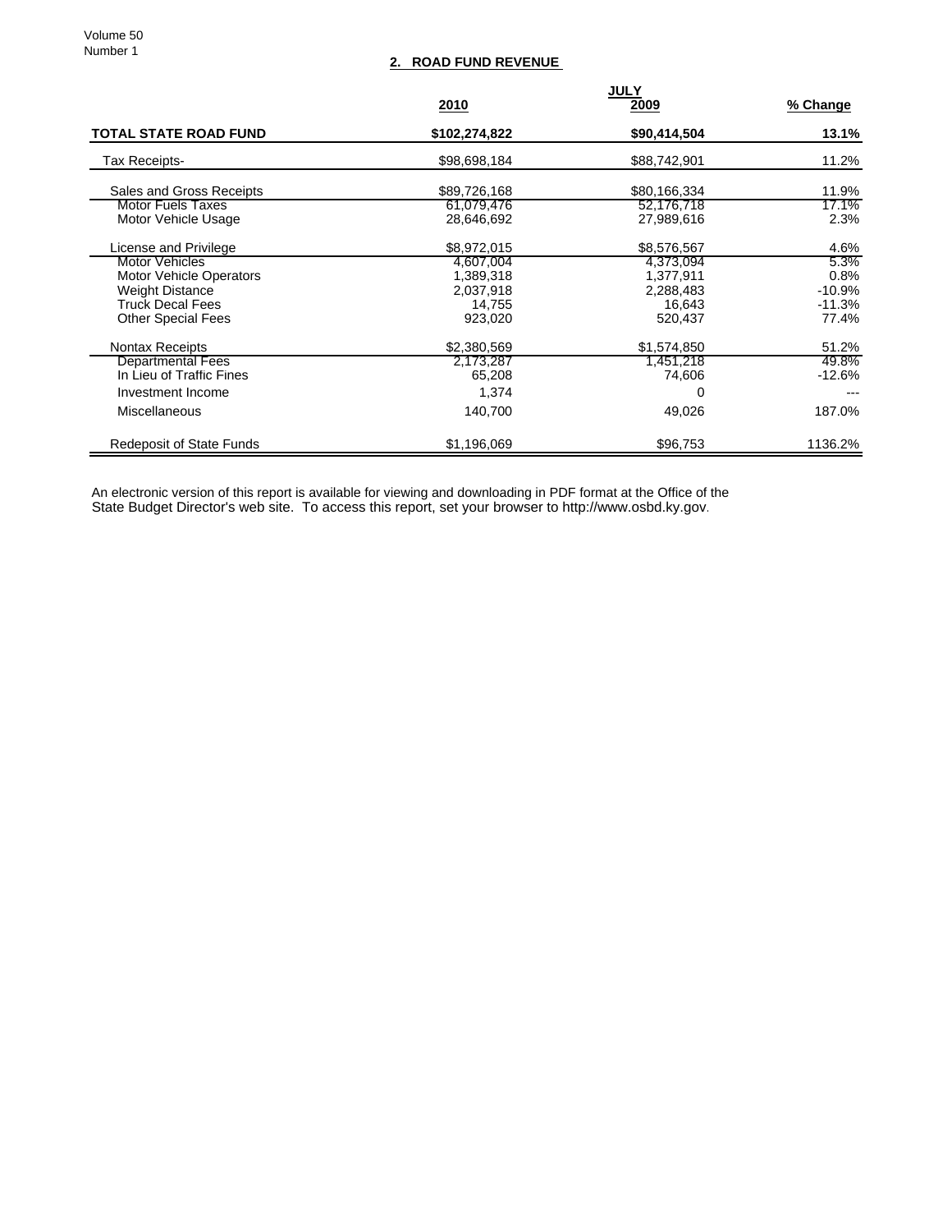## 2. ROAD FUND REVENUE

| | JULY | | |
|---|---|---|---|
| | 2010 | 2009 | % Change |
| **TOTAL STATE ROAD FUND** | **$102,274,822** | **$90,414,504** | **13.1%** |
| Tax Receipts- | $98,698,184 | $88,742,901 | 11.2% |
| Sales and Gross Receipts | $89,726,168 | $80,166,334 | 11.9% |
| Motor Fuels Taxes | 61,079,476 | 52,176,718 | 17.1% |
| Motor Vehicle Usage | 28,646,692 | 27,989,616 | 2.3% |
| License and Privilege | $8,972,015 | $8,576,567 | 4.6% |
| Motor Vehicles | 4,607,004 | 4,373,094 | 5.3% |
| Motor Vehicle Operators | 1,389,318 | 1,377,911 | 0.8% |
| Weight Distance | 2,037,918 | 2,288,483 | -10.9% |
| Truck Decal Fees | 14,755 | 16,643 | -11.3% |
| Other Special Fees | 923,020 | 520,437 | 77.4% |
| Nontax Receipts | $2,380,569 | $1,574,850 | 51.2% |
| Departmental Fees | 2,173,287 | 1,451,218 | 49.8% |
| In Lieu of Traffic Fines | 65,208 | 74,606 | -12.6% |
| Investment Income | 1,374 | 0 | --- |
| Miscellaneous | 140,700 | 49,026 | 187.0% |
| Redeposit of State Funds | $1,196,069 | $96,753 | 1136.2% |

An electronic version of this report is available for viewing and downloading in PDF format at the Office of the State Budget Director's web site. To access this report, set your browser to http://www.osbd.ky.gov.